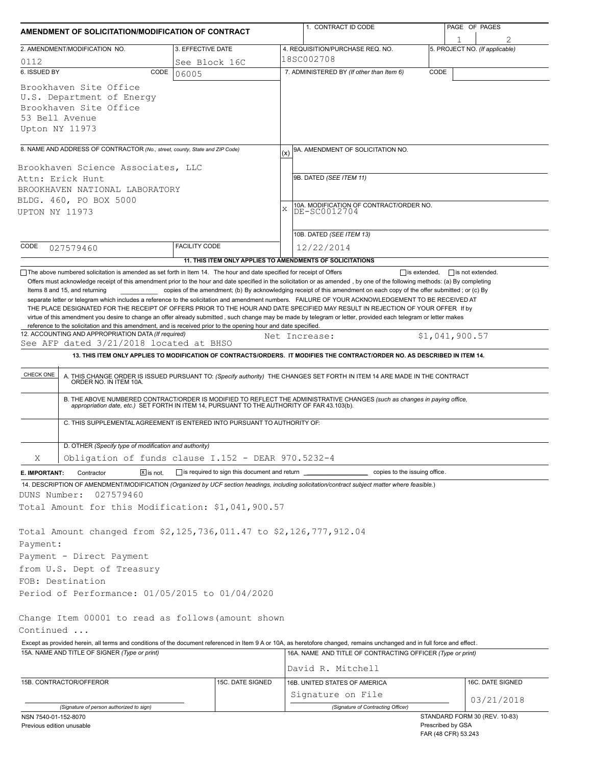# AMENDMENT OF SOLICITATION/MODIFICATION OF CONTRACT

| 1. CONTRACT ID CODE | PAGE OF PAGES |
|---|---|
| | 1 of 2 |

| 2. AMENDMENT/MODIFICATION NO. | 3. EFFECTIVE DATE | 4. REQUISITION/PURCHASE REQ. NO. | 5. PROJECT NO. (If applicable) |
|---|---|---|---|
| 0112 | See Block 16C | 18SC002708 | |

**6. ISSUED BY** CODE 06005

Brookhaven Site Office
U.S. Department of Energy
Brookhaven Site Office
53 Bell Avenue
Upton NY 11973

**7. ADMINISTERED BY** (If other than Item 6) CODE

**8. NAME AND ADDRESS OF CONTRACTOR** (No., street, county, State and ZIP Code)

Brookhaven Science Associates, LLC
Attn: Erick Hunt
BROOKHAVEN NATIONAL LABORATORY
BLDG. 460, PO BOX 5000
UPTON NY 11973

CODE 027579460 FACILITY CODE

(x) 9A. AMENDMENT OF SOLICITATION NO.

9B. DATED (SEE ITEM 11)

X 10A. MODIFICATION OF CONTRACT/ORDER NO.
DE-SC0012704

10B. DATED (SEE ITEM 13)
12/22/2014

**11. THIS ITEM ONLY APPLIES TO AMENDMENTS OF SOLICITATIONS**

☐ The above numbered solicitation is amended as set forth in Item 14. The hour and date specified for receipt of Offers ☐ is extended, ☐ is not extended.
Offers must acknowledge receipt of this amendment prior to the hour and date specified in the solicitation or as amended , by one of the following methods: (a) By completing Items 8 and 15, and returning __________ copies of the amendment; (b) By acknowledging receipt of this amendment on each copy of the offer submitted ; or (c) By separate letter or telegram which includes a reference to the solicitation and amendment numbers. FAILURE OF YOUR ACKNOWLEDGEMENT TO BE RECEIVED AT THE PLACE DESIGNATED FOR THE RECEIPT OF OFFERS PRIOR TO THE HOUR AND DATE SPECIFIED MAY RESULT IN REJECTION OF YOUR OFFER If by virtue of this amendment you desire to change an offer already submitted , such change may be made by telegram or letter, provided each telegram or letter makes reference to the solicitation and this amendment, and is received prior to the opening hour and date specified.

**12. ACCOUNTING AND APPROPRIATION DATA** (If required)
See AFP dated 3/21/2018 located at BHSO    Net Increase:    $1,041,900.57

**13. THIS ITEM ONLY APPLIES TO MODIFICATION OF CONTRACTS/ORDERS. IT MODIFIES THE CONTRACT/ORDER NO. AS DESCRIBED IN ITEM 14.**

| CHECK ONE | |
|---|---|
| | A. THIS CHANGE ORDER IS ISSUED PURSUANT TO: (Specify authority) THE CHANGES SET FORTH IN ITEM 14 ARE MADE IN THE CONTRACT ORDER NO. IN ITEM 10A. |
| | B. THE ABOVE NUMBERED CONTRACT/ORDER IS MODIFIED TO REFLECT THE ADMINISTRATIVE CHANGES (such as changes in paying office, appropriation date, etc.) SET FORTH IN ITEM 14, PURSUANT TO THE AUTHORITY OF FAR 43.103(b). |
| | C. THIS SUPPLEMENTAL AGREEMENT IS ENTERED INTO PURSUANT TO AUTHORITY OF: |
| X | D. OTHER (Specify type of modification and authority) Obligation of funds clause I.152 - DEAR 970.5232-4 |

**E. IMPORTANT:** Contractor ☒ is not, ☐ is required to sign this document and return __________ copies to the issuing office.

**14. DESCRIPTION OF AMENDMENT/MODIFICATION** (Organized by UCF section headings, including solicitation/contract subject matter where feasible.)

DUNS Number: 027579460
Total Amount for this Modification: $1,041,900.57

Total Amount changed from $2,125,736,011.47 to $2,126,777,912.04
Payment:
Payment - Direct Payment
from U.S. Dept of Treasury
FOB: Destination
Period of Performance: 01/05/2015 to 01/04/2020

Change Item 00001 to read as follows(amount shown
Continued ...

Except as provided herein, all terms and conditions of the document referenced in Item 9 A or 10A, as heretofore changed, remains unchanged and in full force and effect.

| 15A. NAME AND TITLE OF SIGNER (Type or print) | | 16A. NAME AND TITLE OF CONTRACTING OFFICER (Type or print) | |
|---|---|---|---|
| | | David R. Mitchell | |
| 15B. CONTRACTOR/OFFEROR | 15C. DATE SIGNED | 16B. UNITED STATES OF AMERICA | 16C. DATE SIGNED |
| (Signature of person authorized to sign) | | Signature on File (Signature of Contracting Officer) | 03/21/2018 |

NSN 7540-01-152-8070
Previous edition unusable

STANDARD FORM 30 (REV. 10-83)
Prescribed by GSA
FAR (48 CFR) 53.243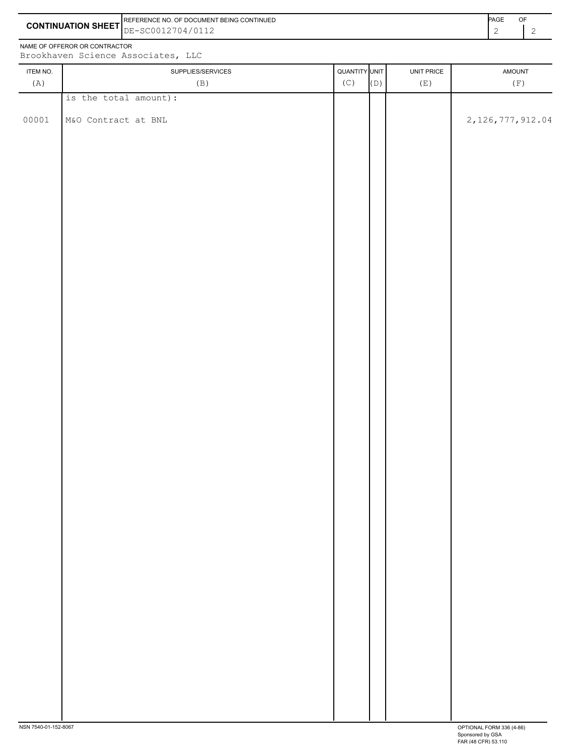**CONTINUATION SHEET**

REFERENCE NO. OF DOCUMENT BEING CONTINUED
DE-SC0012704/0112

NAME OF OFFEROR OR CONTRACTOR
Brookhaven Science Associates, LLC

| ITEM NO. (A) | SUPPLIES/SERVICES (B) | QUANTITY (C) | UNIT (D) | UNIT PRICE (E) | AMOUNT (F) |
|---|---|---|---|---|---|
| | is the total amount): | | | | |
| 00001 | M&O Contract at BNL | | | | 2,126,777,912.04 |

NSN 7540-01-152-8067

OPTIONAL FORM 336 (4-86)
Sponsored by GSA
FAR (48 CFR) 53.110